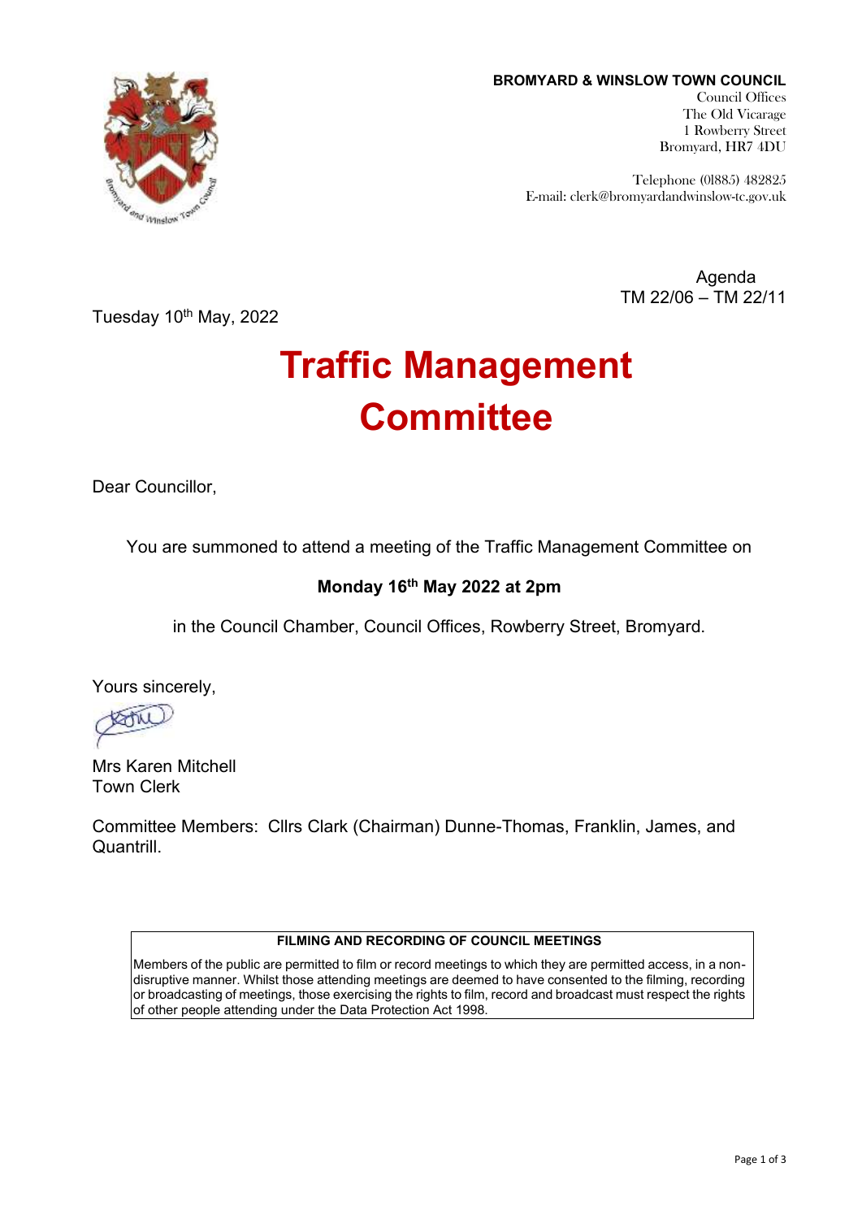**BROMYARD & WINSLOW TOWN COUNCIL**
Council Offices
The Old Vicarage
1 Rowberry Street
Bromyard, HR7 4DU

Telephone (01885) 482825
E-mail: clerk@bromyardandwinslow-tc.gov.uk

Agenda
TM 22/06 – TM 22/11

Tuesday 10th May, 2022

# Traffic Management Committee

Dear Councillor,

You are summoned to attend a meeting of the Traffic Management Committee on

**Monday 16th May 2022 at 2pm**

in the Council Chamber, Council Offices, Rowberry Street, Bromyard.

Yours sincerely,

Mrs Karen Mitchell
Town Clerk

Committee Members: Cllrs Clark (Chairman) Dunne-Thomas, Franklin, James, and Quantrill.

| **FILMING AND RECORDING OF COUNCIL MEETINGS** |
| --- |
| Members of the public are permitted to film or record meetings to which they are permitted access, in a non-disruptive manner. Whilst those attending meetings are deemed to have consented to the filming, recording or broadcasting of meetings, those exercising the rights to film, record and broadcast must respect the rights of other people attending under the Data Protection Act 1998. |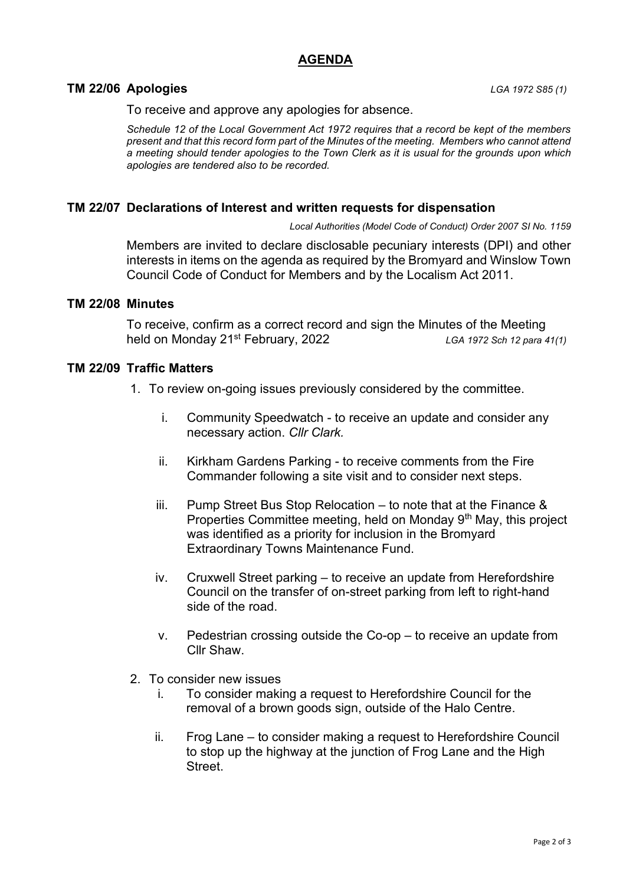## AGENDA

### TM 22/06 Apologies

*LGA 1972 S85 (1)*

To receive and approve any apologies for absence.

*Schedule 12 of the Local Government Act 1972 requires that a record be kept of the members present and that this record form part of the Minutes of the meeting. Members who cannot attend a meeting should tender apologies to the Town Clerk as it is usual for the grounds upon which apologies are tendered also to be recorded.*

### TM 22/07 Declarations of Interest and written requests for dispensation

*Local Authorities (Model Code of Conduct) Order 2007 SI No. 1159*

Members are invited to declare disclosable pecuniary interests (DPI) and other interests in items on the agenda as required by the Bromyard and Winslow Town Council Code of Conduct for Members and by the Localism Act 2011.

### TM 22/08 Minutes

To receive, confirm as a correct record and sign the Minutes of the Meeting held on Monday 21st February, 2022 *LGA 1972 Sch 12 para 41(1)*

### TM 22/09 Traffic Matters

1. To review on-going issues previously considered by the committee.

   i. Community Speedwatch - to receive an update and consider any necessary action. *Cllr Clark.*

   ii. Kirkham Gardens Parking - to receive comments from the Fire Commander following a site visit and to consider next steps.

   iii. Pump Street Bus Stop Relocation – to note that at the Finance & Properties Committee meeting, held on Monday 9th May, this project was identified as a priority for inclusion in the Bromyard Extraordinary Towns Maintenance Fund.

   iv. Cruxwell Street parking – to receive an update from Herefordshire Council on the transfer of on-street parking from left to right-hand side of the road.

   v. Pedestrian crossing outside the Co-op – to receive an update from Cllr Shaw.

2. To consider new issues

   i. To consider making a request to Herefordshire Council for the removal of a brown goods sign, outside of the Halo Centre.

   ii. Frog Lane – to consider making a request to Herefordshire Council to stop up the highway at the junction of Frog Lane and the High Street.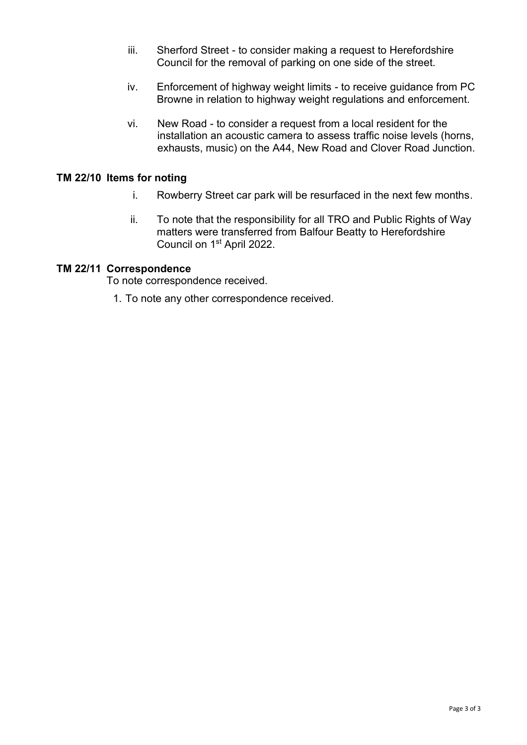iii. Sherford Street - to consider making a request to Herefordshire Council for the removal of parking on one side of the street.

iv. Enforcement of highway weight limits - to receive guidance from PC Browne in relation to highway weight regulations and enforcement.

vi. New Road - to consider a request from a local resident for the installation an acoustic camera to assess traffic noise levels (horns, exhausts, music) on the A44, New Road and Clover Road Junction.

**TM 22/10 Items for noting**

i. Rowberry Street car park will be resurfaced in the next few months.

ii. To note that the responsibility for all TRO and Public Rights of Way matters were transferred from Balfour Beatty to Herefordshire Council on 1st April 2022.

**TM 22/11 Correspondence**

To note correspondence received.

1. To note any other correspondence received.